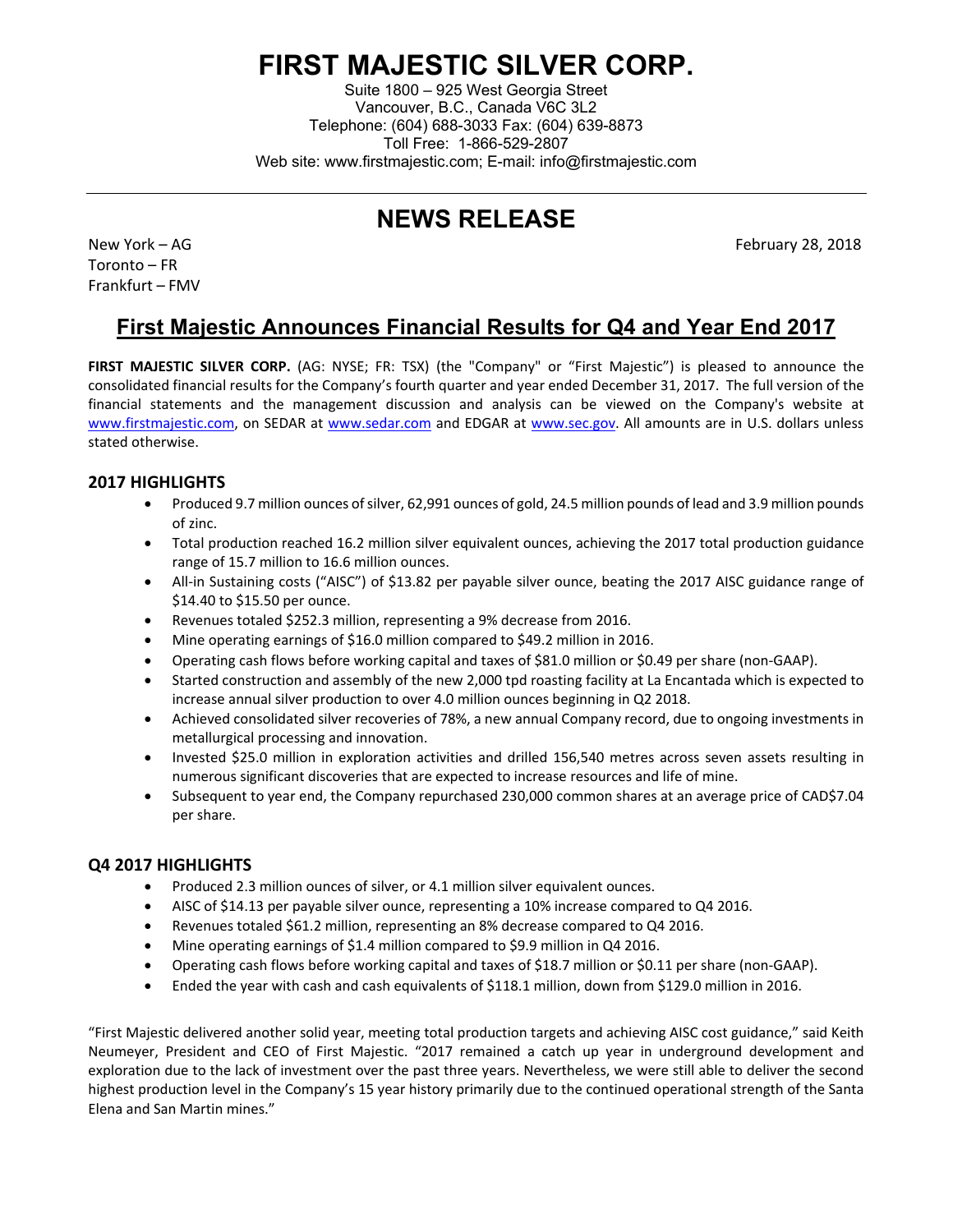# FIRST MAJESTIC SILVER CORP.

Suite 1800 – 925 West Georgia Street
Vancouver, B.C., Canada V6C 3L2
Telephone: (604) 688-3033 Fax: (604) 639-8873
Toll Free: 1-866-529-2807
Web site: www.firstmajestic.com; E-mail: info@firstmajestic.com

---

# NEWS RELEASE

New York – AG
Toronto – FR
Frankfurt – FMV

February 28, 2018

## First Majestic Announces Financial Results for Q4 and Year End 2017

**FIRST MAJESTIC SILVER CORP.** (AG: NYSE; FR: TSX) (the "Company" or "First Majestic") is pleased to announce the consolidated financial results for the Company's fourth quarter and year ended December 31, 2017. The full version of the financial statements and the management discussion and analysis can be viewed on the Company's website at www.firstmajestic.com, on SEDAR at www.sedar.com and EDGAR at www.sec.gov. All amounts are in U.S. dollars unless stated otherwise.

### 2017 HIGHLIGHTS

- Produced 9.7 million ounces of silver, 62,991 ounces of gold, 24.5 million pounds of lead and 3.9 million pounds of zinc.
- Total production reached 16.2 million silver equivalent ounces, achieving the 2017 total production guidance range of 15.7 million to 16.6 million ounces.
- All-in Sustaining costs ("AISC") of $13.82 per payable silver ounce, beating the 2017 AISC guidance range of $14.40 to $15.50 per ounce.
- Revenues totaled $252.3 million, representing a 9% decrease from 2016.
- Mine operating earnings of $16.0 million compared to $49.2 million in 2016.
- Operating cash flows before working capital and taxes of $81.0 million or $0.49 per share (non-GAAP).
- Started construction and assembly of the new 2,000 tpd roasting facility at La Encantada which is expected to increase annual silver production to over 4.0 million ounces beginning in Q2 2018.
- Achieved consolidated silver recoveries of 78%, a new annual Company record, due to ongoing investments in metallurgical processing and innovation.
- Invested $25.0 million in exploration activities and drilled 156,540 metres across seven assets resulting in numerous significant discoveries that are expected to increase resources and life of mine.
- Subsequent to year end, the Company repurchased 230,000 common shares at an average price of CAD$7.04 per share.

### Q4 2017 HIGHLIGHTS

- Produced 2.3 million ounces of silver, or 4.1 million silver equivalent ounces.
- AISC of $14.13 per payable silver ounce, representing a 10% increase compared to Q4 2016.
- Revenues totaled $61.2 million, representing an 8% decrease compared to Q4 2016.
- Mine operating earnings of $1.4 million compared to $9.9 million in Q4 2016.
- Operating cash flows before working capital and taxes of $18.7 million or $0.11 per share (non-GAAP).
- Ended the year with cash and cash equivalents of $118.1 million, down from $129.0 million in 2016.

"First Majestic delivered another solid year, meeting total production targets and achieving AISC cost guidance," said Keith Neumeyer, President and CEO of First Majestic. "2017 remained a catch up year in underground development and exploration due to the lack of investment over the past three years. Nevertheless, we were still able to deliver the second highest production level in the Company's 15 year history primarily due to the continued operational strength of the Santa Elena and San Martin mines."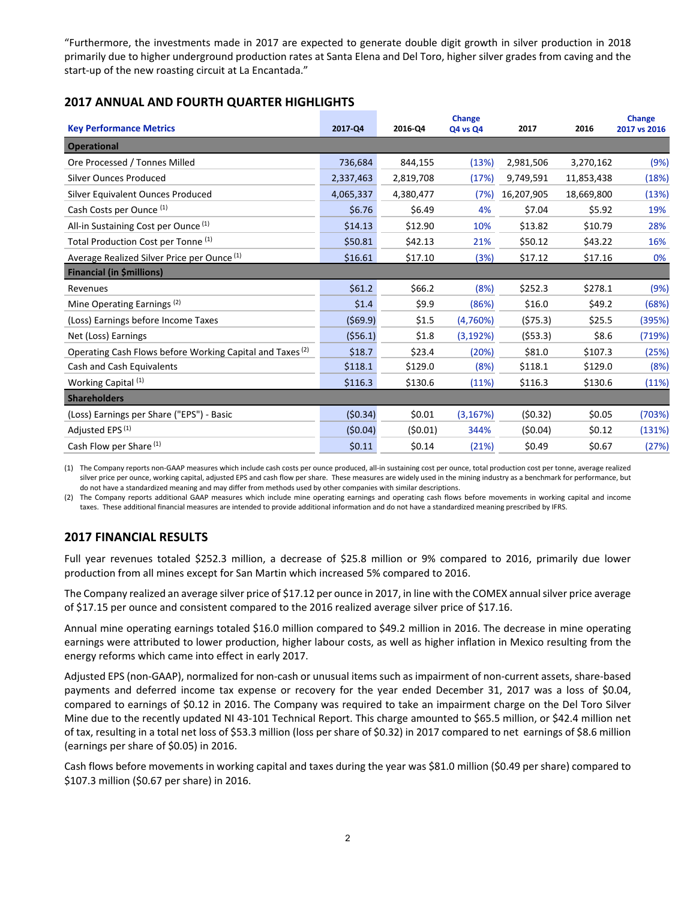"Furthermore, the investments made in 2017 are expected to generate double digit growth in silver production in 2018 primarily due to higher underground production rates at Santa Elena and Del Toro, higher silver grades from caving and the start-up of the new roasting circuit at La Encantada."

## 2017 ANNUAL AND FOURTH QUARTER HIGHLIGHTS

| Key Performance Metrics | 2017-Q4 | 2016-Q4 | Change Q4 vs Q4 | 2017 | 2016 | Change 2017 vs 2016 |
|---|---|---|---|---|---|---|
| **Operational** | | | | | | |
| Ore Processed / Tonnes Milled | 736,684 | 844,155 | (13%) | 2,981,506 | 3,270,162 | (9%) |
| Silver Ounces Produced | 2,337,463 | 2,819,708 | (17%) | 9,749,591 | 11,853,438 | (18%) |
| Silver Equivalent Ounces Produced | 4,065,337 | 4,380,477 | (7%) | 16,207,905 | 18,669,800 | (13%) |
| Cash Costs per Ounce (1) | $6.76 | $6.49 | 4% | $7.04 | $5.92 | 19% |
| All-in Sustaining Cost per Ounce (1) | $14.13 | $12.90 | 10% | $13.82 | $10.79 | 28% |
| Total Production Cost per Tonne (1) | $50.81 | $42.13 | 21% | $50.12 | $43.22 | 16% |
| Average Realized Silver Price per Ounce (1) | $16.61 | $17.10 | (3%) | $17.12 | $17.16 | 0% |
| **Financial (in $millions)** | | | | | | |
| Revenues | $61.2 | $66.2 | (8%) | $252.3 | $278.1 | (9%) |
| Mine Operating Earnings (2) | $1.4 | $9.9 | (86%) | $16.0 | $49.2 | (68%) |
| (Loss) Earnings before Income Taxes | ($69.9) | $1.5 | (4,760%) | ($75.3) | $25.5 | (395%) |
| Net (Loss) Earnings | ($56.1) | $1.8 | (3,192%) | ($53.3) | $8.6 | (719%) |
| Operating Cash Flows before Working Capital and Taxes (2) | $18.7 | $23.4 | (20%) | $81.0 | $107.3 | (25%) |
| Cash and Cash Equivalents | $118.1 | $129.0 | (8%) | $118.1 | $129.0 | (8%) |
| Working Capital (1) | $116.3 | $130.6 | (11%) | $116.3 | $130.6 | (11%) |
| **Shareholders** | | | | | | |
| (Loss) Earnings per Share ("EPS") - Basic | ($0.34) | $0.01 | (3,167%) | ($0.32) | $0.05 | (703%) |
| Adjusted EPS (1) | ($0.04) | ($0.01) | 344% | ($0.04) | $0.12 | (131%) |
| Cash Flow per Share (1) | $0.11 | $0.14 | (21%) | $0.49 | $0.67 | (27%) |

(1) The Company reports non-GAAP measures which include cash costs per ounce produced, all-in sustaining cost per ounce, total production cost per tonne, average realized silver price per ounce, working capital, adjusted EPS and cash flow per share. These measures are widely used in the mining industry as a benchmark for performance, but do not have a standardized meaning and may differ from methods used by other companies with similar descriptions.

(2) The Company reports additional GAAP measures which include mine operating earnings and operating cash flows before movements in working capital and income taxes. These additional financial measures are intended to provide additional information and do not have a standardized meaning prescribed by IFRS.

## 2017 FINANCIAL RESULTS

Full year revenues totaled $252.3 million, a decrease of $25.8 million or 9% compared to 2016, primarily due lower production from all mines except for San Martin which increased 5% compared to 2016.

The Company realized an average silver price of $17.12 per ounce in 2017, in line with the COMEX annual silver price average of $17.15 per ounce and consistent compared to the 2016 realized average silver price of $17.16.

Annual mine operating earnings totaled $16.0 million compared to $49.2 million in 2016. The decrease in mine operating earnings were attributed to lower production, higher labour costs, as well as higher inflation in Mexico resulting from the energy reforms which came into effect in early 2017.

Adjusted EPS (non-GAAP), normalized for non-cash or unusual items such as impairment of non-current assets, share-based payments and deferred income tax expense or recovery for the year ended December 31, 2017 was a loss of $0.04, compared to earnings of $0.12 in 2016. The Company was required to take an impairment charge on the Del Toro Silver Mine due to the recently updated NI 43-101 Technical Report. This charge amounted to $65.5 million, or $42.4 million net of tax, resulting in a total net loss of $53.3 million (loss per share of $0.32) in 2017 compared to net earnings of $8.6 million (earnings per share of $0.05) in 2016.

Cash flows before movements in working capital and taxes during the year was $81.0 million ($0.49 per share) compared to $107.3 million ($0.67 per share) in 2016.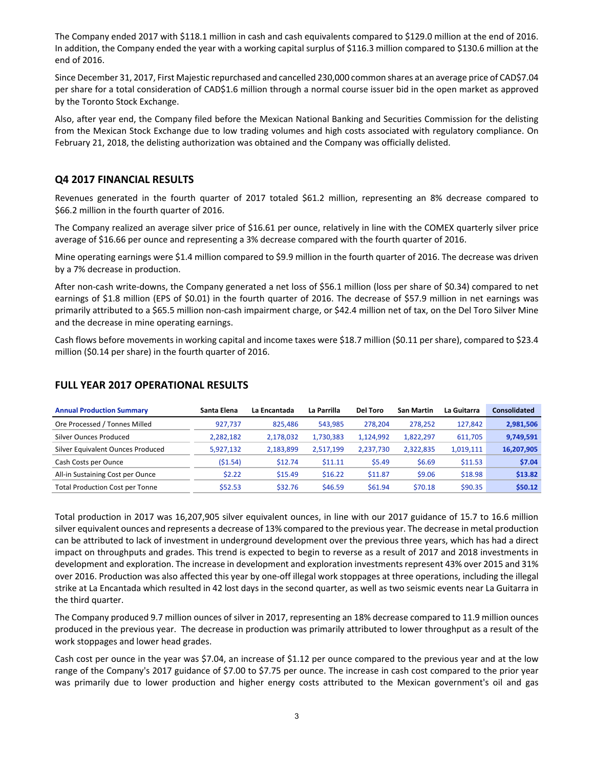The Company ended 2017 with $118.1 million in cash and cash equivalents compared to $129.0 million at the end of 2016. In addition, the Company ended the year with a working capital surplus of $116.3 million compared to $130.6 million at the end of 2016.

Since December 31, 2017, First Majestic repurchased and cancelled 230,000 common shares at an average price of CAD$7.04 per share for a total consideration of CAD$1.6 million through a normal course issuer bid in the open market as approved by the Toronto Stock Exchange.

Also, after year end, the Company filed before the Mexican National Banking and Securities Commission for the delisting from the Mexican Stock Exchange due to low trading volumes and high costs associated with regulatory compliance. On February 21, 2018, the delisting authorization was obtained and the Company was officially delisted.

## Q4 2017 FINANCIAL RESULTS

Revenues generated in the fourth quarter of 2017 totaled $61.2 million, representing an 8% decrease compared to $66.2 million in the fourth quarter of 2016.

The Company realized an average silver price of $16.61 per ounce, relatively in line with the COMEX quarterly silver price average of $16.66 per ounce and representing a 3% decrease compared with the fourth quarter of 2016.

Mine operating earnings were $1.4 million compared to $9.9 million in the fourth quarter of 2016. The decrease was driven by a 7% decrease in production.

After non-cash write-downs, the Company generated a net loss of $56.1 million (loss per share of $0.34) compared to net earnings of $1.8 million (EPS of $0.01) in the fourth quarter of 2016. The decrease of $57.9 million in net earnings was primarily attributed to a $65.5 million non-cash impairment charge, or $42.4 million net of tax, on the Del Toro Silver Mine and the decrease in mine operating earnings.

Cash flows before movements in working capital and income taxes were $18.7 million ($0.11 per share), compared to $23.4 million ($0.14 per share) in the fourth quarter of 2016.

## FULL YEAR 2017 OPERATIONAL RESULTS

| Annual Production Summary | Santa Elena | La Encantada | La Parrilla | Del Toro | San Martin | La Guitarra | Consolidated |
|---|---|---|---|---|---|---|---|
| Ore Processed / Tonnes Milled | 927,737 | 825,486 | 543,985 | 278,204 | 278,252 | 127,842 | **2,981,506** |
| Silver Ounces Produced | 2,282,182 | 2,178,032 | 1,730,383 | 1,124,992 | 1,822,297 | 611,705 | **9,749,591** |
| Silver Equivalent Ounces Produced | 5,927,132 | 2,183,899 | 2,517,199 | 2,237,730 | 2,322,835 | 1,019,111 | **16,207,905** |
| Cash Costs per Ounce | ($1.54) | $12.74 | $11.11 | $5.49 | $6.69 | $11.53 | **$7.04** |
| All-in Sustaining Cost per Ounce | $2.22 | $15.49 | $16.22 | $11.87 | $9.06 | $18.98 | **$13.82** |
| Total Production Cost per Tonne | $52.53 | $32.76 | $46.59 | $61.94 | $70.18 | $90.35 | **$50.12** |

Total production in 2017 was 16,207,905 silver equivalent ounces, in line with our 2017 guidance of 15.7 to 16.6 million silver equivalent ounces and represents a decrease of 13% compared to the previous year. The decrease in metal production can be attributed to lack of investment in underground development over the previous three years, which has had a direct impact on throughputs and grades. This trend is expected to begin to reverse as a result of 2017 and 2018 investments in development and exploration. The increase in development and exploration investments represent 43% over 2015 and 31% over 2016. Production was also affected this year by one-off illegal work stoppages at three operations, including the illegal strike at La Encantada which resulted in 42 lost days in the second quarter, as well as two seismic events near La Guitarra in the third quarter.

The Company produced 9.7 million ounces of silver in 2017, representing an 18% decrease compared to 11.9 million ounces produced in the previous year. The decrease in production was primarily attributed to lower throughput as a result of the work stoppages and lower head grades.

Cash cost per ounce in the year was $7.04, an increase of $1.12 per ounce compared to the previous year and at the low range of the Company's 2017 guidance of $7.00 to $7.75 per ounce. The increase in cash cost compared to the prior year was primarily due to lower production and higher energy costs attributed to the Mexican government's oil and gas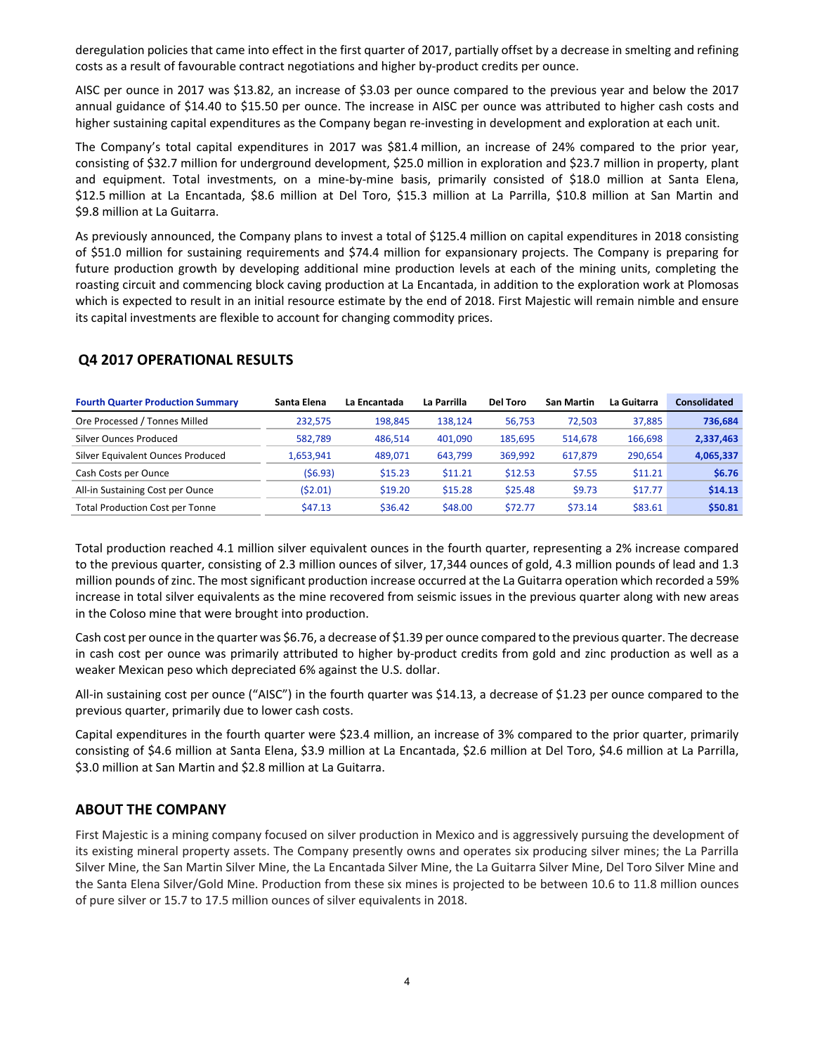deregulation policies that came into effect in the first quarter of 2017, partially offset by a decrease in smelting and refining costs as a result of favourable contract negotiations and higher by-product credits per ounce.

AISC per ounce in 2017 was $13.82, an increase of $3.03 per ounce compared to the previous year and below the 2017 annual guidance of $14.40 to $15.50 per ounce. The increase in AISC per ounce was attributed to higher cash costs and higher sustaining capital expenditures as the Company began re-investing in development and exploration at each unit.

The Company's total capital expenditures in 2017 was $81.4 million, an increase of 24% compared to the prior year, consisting of $32.7 million for underground development, $25.0 million in exploration and $23.7 million in property, plant and equipment. Total investments, on a mine-by-mine basis, primarily consisted of $18.0 million at Santa Elena, $12.5 million at La Encantada, $8.6 million at Del Toro, $15.3 million at La Parrilla, $10.8 million at San Martin and $9.8 million at La Guitarra.

As previously announced, the Company plans to invest a total of $125.4 million on capital expenditures in 2018 consisting of $51.0 million for sustaining requirements and $74.4 million for expansionary projects. The Company is preparing for future production growth by developing additional mine production levels at each of the mining units, completing the roasting circuit and commencing block caving production at La Encantada, in addition to the exploration work at Plomosas which is expected to result in an initial resource estimate by the end of 2018. First Majestic will remain nimble and ensure its capital investments are flexible to account for changing commodity prices.

## Q4 2017 OPERATIONAL RESULTS

| Fourth Quarter Production Summary | Santa Elena | La Encantada | La Parrilla | Del Toro | San Martin | La Guitarra | Consolidated |
|---|---|---|---|---|---|---|---|
| Ore Processed / Tonnes Milled | 232,575 | 198,845 | 138,124 | 56,753 | 72,503 | 37,885 | **736,684** |
| Silver Ounces Produced | 582,789 | 486,514 | 401,090 | 185,695 | 514,678 | 166,698 | **2,337,463** |
| Silver Equivalent Ounces Produced | 1,653,941 | 489,071 | 643,799 | 369,992 | 617,879 | 290,654 | **4,065,337** |
| Cash Costs per Ounce | ($6.93) | $15.23 | $11.21 | $12.53 | $7.55 | $11.21 | **$6.76** |
| All-in Sustaining Cost per Ounce | ($2.01) | $19.20 | $15.28 | $25.48 | $9.73 | $17.77 | **$14.13** |
| Total Production Cost per Tonne | $47.13 | $36.42 | $48.00 | $72.77 | $73.14 | $83.61 | **$50.81** |

Total production reached 4.1 million silver equivalent ounces in the fourth quarter, representing a 2% increase compared to the previous quarter, consisting of 2.3 million ounces of silver, 17,344 ounces of gold, 4.3 million pounds of lead and 1.3 million pounds of zinc. The most significant production increase occurred at the La Guitarra operation which recorded a 59% increase in total silver equivalents as the mine recovered from seismic issues in the previous quarter along with new areas in the Coloso mine that were brought into production.

Cash cost per ounce in the quarter was $6.76, a decrease of $1.39 per ounce compared to the previous quarter. The decrease in cash cost per ounce was primarily attributed to higher by-product credits from gold and zinc production as well as a weaker Mexican peso which depreciated 6% against the U.S. dollar.

All-in sustaining cost per ounce ("AISC") in the fourth quarter was $14.13, a decrease of $1.23 per ounce compared to the previous quarter, primarily due to lower cash costs.

Capital expenditures in the fourth quarter were $23.4 million, an increase of 3% compared to the prior quarter, primarily consisting of $4.6 million at Santa Elena, $3.9 million at La Encantada, $2.6 million at Del Toro, $4.6 million at La Parrilla, $3.0 million at San Martin and $2.8 million at La Guitarra.

## ABOUT THE COMPANY

First Majestic is a mining company focused on silver production in Mexico and is aggressively pursuing the development of its existing mineral property assets. The Company presently owns and operates six producing silver mines; the La Parrilla Silver Mine, the San Martin Silver Mine, the La Encantada Silver Mine, the La Guitarra Silver Mine, Del Toro Silver Mine and the Santa Elena Silver/Gold Mine. Production from these six mines is projected to be between 10.6 to 11.8 million ounces of pure silver or 15.7 to 17.5 million ounces of silver equivalents in 2018.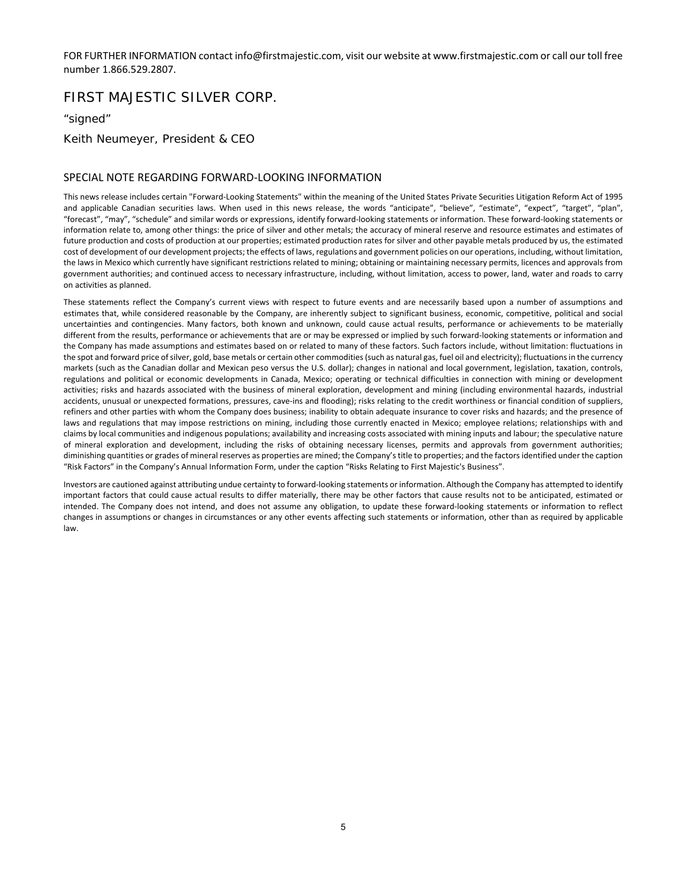FOR FURTHER INFORMATION contact info@firstmajestic.com, visit our website at www.firstmajestic.com or call our toll free number 1.866.529.2807.

## FIRST MAJESTIC SILVER CORP.

"signed"

Keith Neumeyer, President & CEO

### SPECIAL NOTE REGARDING FORWARD-LOOKING INFORMATION

This news release includes certain "Forward-Looking Statements" within the meaning of the United States Private Securities Litigation Reform Act of 1995 and applicable Canadian securities laws. When used in this news release, the words "anticipate", "believe", "estimate", "expect", "target", "plan", "forecast", "may", "schedule" and similar words or expressions, identify forward-looking statements or information. These forward-looking statements or information relate to, among other things: the price of silver and other metals; the accuracy of mineral reserve and resource estimates and estimates of future production and costs of production at our properties; estimated production rates for silver and other payable metals produced by us, the estimated cost of development of our development projects; the effects of laws, regulations and government policies on our operations, including, without limitation, the laws in Mexico which currently have significant restrictions related to mining; obtaining or maintaining necessary permits, licences and approvals from government authorities; and continued access to necessary infrastructure, including, without limitation, access to power, land, water and roads to carry on activities as planned.

These statements reflect the Company's current views with respect to future events and are necessarily based upon a number of assumptions and estimates that, while considered reasonable by the Company, are inherently subject to significant business, economic, competitive, political and social uncertainties and contingencies. Many factors, both known and unknown, could cause actual results, performance or achievements to be materially different from the results, performance or achievements that are or may be expressed or implied by such forward-looking statements or information and the Company has made assumptions and estimates based on or related to many of these factors. Such factors include, without limitation: fluctuations in the spot and forward price of silver, gold, base metals or certain other commodities (such as natural gas, fuel oil and electricity); fluctuations in the currency markets (such as the Canadian dollar and Mexican peso versus the U.S. dollar); changes in national and local government, legislation, taxation, controls, regulations and political or economic developments in Canada, Mexico; operating or technical difficulties in connection with mining or development activities; risks and hazards associated with the business of mineral exploration, development and mining (including environmental hazards, industrial accidents, unusual or unexpected formations, pressures, cave-ins and flooding); risks relating to the credit worthiness or financial condition of suppliers, refiners and other parties with whom the Company does business; inability to obtain adequate insurance to cover risks and hazards; and the presence of laws and regulations that may impose restrictions on mining, including those currently enacted in Mexico; employee relations; relationships with and claims by local communities and indigenous populations; availability and increasing costs associated with mining inputs and labour; the speculative nature of mineral exploration and development, including the risks of obtaining necessary licenses, permits and approvals from government authorities; diminishing quantities or grades of mineral reserves as properties are mined; the Company's title to properties; and the factors identified under the caption "Risk Factors" in the Company's Annual Information Form, under the caption "Risks Relating to First Majestic's Business".

Investors are cautioned against attributing undue certainty to forward-looking statements or information. Although the Company has attempted to identify important factors that could cause actual results to differ materially, there may be other factors that cause results not to be anticipated, estimated or intended. The Company does not intend, and does not assume any obligation, to update these forward-looking statements or information to reflect changes in assumptions or changes in circumstances or any other events affecting such statements or information, other than as required by applicable law.